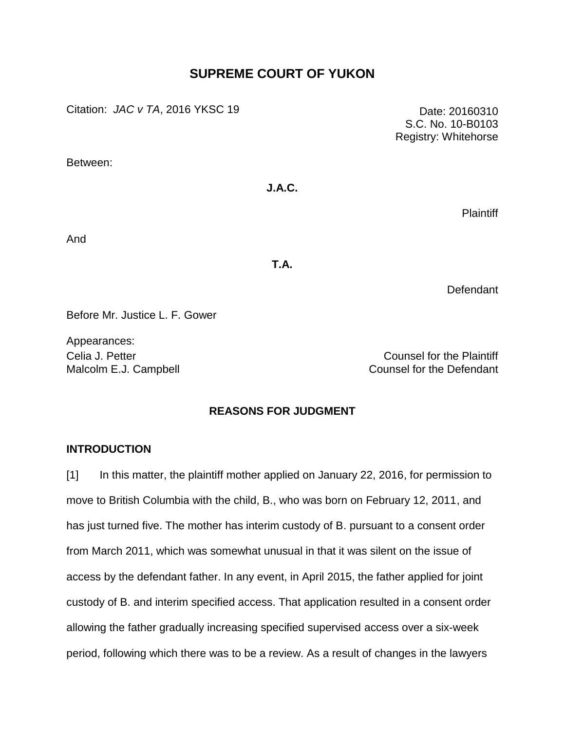# SUPREME COURT OF YUKON

Citation: *JAC v TA*, 2016 YKSC 19

Date: 20160310
S.C. No. 10-B0103
Registry: Whitehorse

Between:

**J.A.C.**

Plaintiff

And

**T.A.**

Defendant

Before Mr. Justice L. F. Gower

Appearances:

Celia J. Petter — Counsel for the Plaintiff
Malcolm E.J. Campbell — Counsel for the Defendant

## REASONS FOR JUDGMENT

### INTRODUCTION

[1] In this matter, the plaintiff mother applied on January 22, 2016, for permission to move to British Columbia with the child, B., who was born on February 12, 2011, and has just turned five. The mother has interim custody of B. pursuant to a consent order from March 2011, which was somewhat unusual in that it was silent on the issue of access by the defendant father. In any event, in April 2015, the father applied for joint custody of B. and interim specified access. That application resulted in a consent order allowing the father gradually increasing specified supervised access over a six-week period, following which there was to be a review. As a result of changes in the lawyers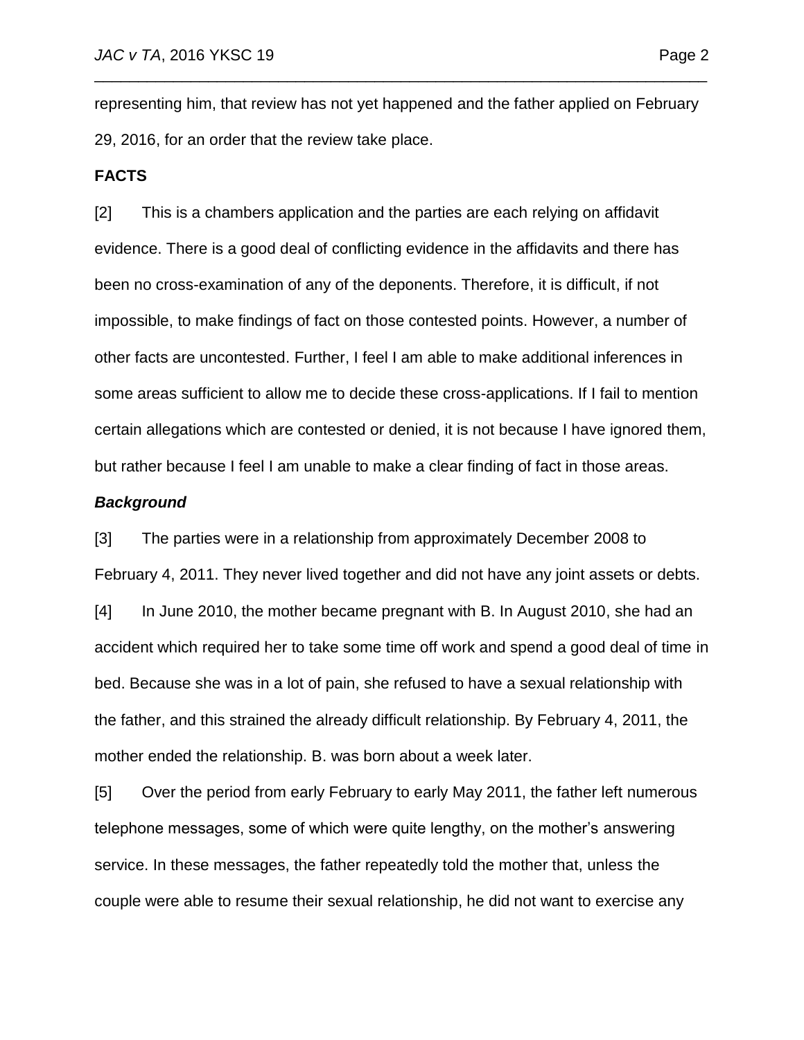representing him, that review has not yet happened and the father applied on February 29, 2016, for an order that the review take place.

## FACTS

[2] This is a chambers application and the parties are each relying on affidavit evidence. There is a good deal of conflicting evidence in the affidavits and there has been no cross-examination of any of the deponents. Therefore, it is difficult, if not impossible, to make findings of fact on those contested points. However, a number of other facts are uncontested. Further, I feel I am able to make additional inferences in some areas sufficient to allow me to decide these cross-applications. If I fail to mention certain allegations which are contested or denied, it is not because I have ignored them, but rather because I feel I am unable to make a clear finding of fact in those areas.

### *Background*

[3] The parties were in a relationship from approximately December 2008 to February 4, 2011. They never lived together and did not have any joint assets or debts.

[4] In June 2010, the mother became pregnant with B. In August 2010, she had an accident which required her to take some time off work and spend a good deal of time in bed. Because she was in a lot of pain, she refused to have a sexual relationship with the father, and this strained the already difficult relationship. By February 4, 2011, the mother ended the relationship. B. was born about a week later.

[5] Over the period from early February to early May 2011, the father left numerous telephone messages, some of which were quite lengthy, on the mother's answering service. In these messages, the father repeatedly told the mother that, unless the couple were able to resume their sexual relationship, he did not want to exercise any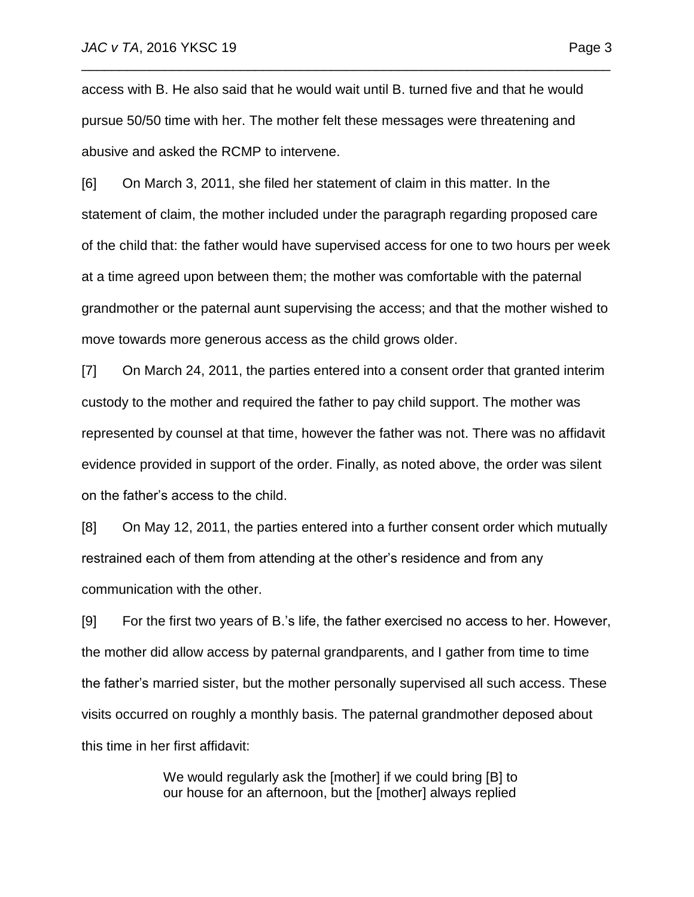access with B. He also said that he would wait until B. turned five and that he would pursue 50/50 time with her. The mother felt these messages were threatening and abusive and asked the RCMP to intervene.

[6] On March 3, 2011, she filed her statement of claim in this matter. In the statement of claim, the mother included under the paragraph regarding proposed care of the child that: the father would have supervised access for one to two hours per week at a time agreed upon between them; the mother was comfortable with the paternal grandmother or the paternal aunt supervising the access; and that the mother wished to move towards more generous access as the child grows older.

[7] On March 24, 2011, the parties entered into a consent order that granted interim custody to the mother and required the father to pay child support. The mother was represented by counsel at that time, however the father was not. There was no affidavit evidence provided in support of the order. Finally, as noted above, the order was silent on the father's access to the child.

[8] On May 12, 2011, the parties entered into a further consent order which mutually restrained each of them from attending at the other's residence and from any communication with the other.

[9] For the first two years of B.'s life, the father exercised no access to her. However, the mother did allow access by paternal grandparents, and I gather from time to time the father's married sister, but the mother personally supervised all such access. These visits occurred on roughly a monthly basis. The paternal grandmother deposed about this time in her first affidavit:

> We would regularly ask the [mother] if we could bring [B] to our house for an afternoon, but the [mother] always replied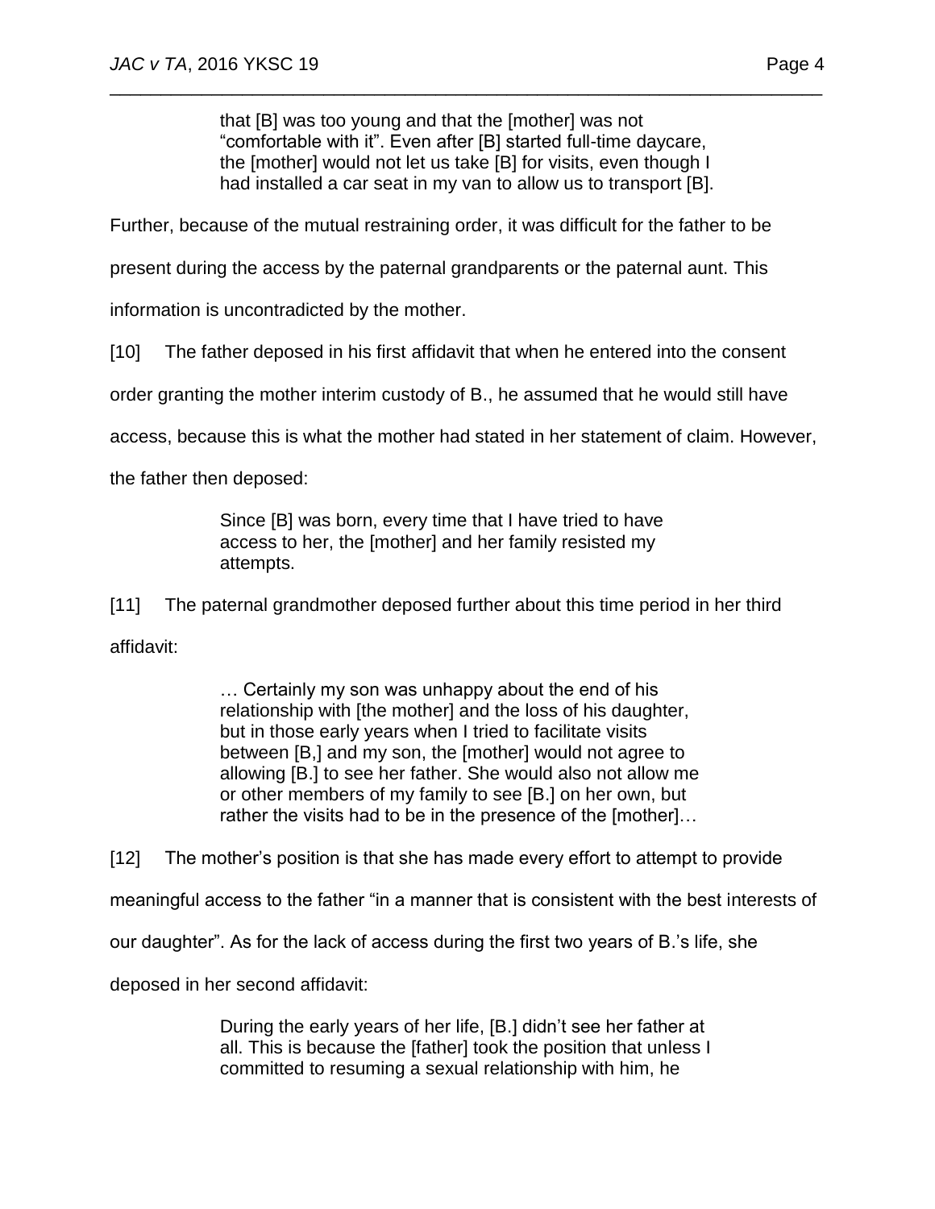> that [B] was too young and that the [mother] was not "comfortable with it". Even after [B] started full-time daycare, the [mother] would not let us take [B] for visits, even though I had installed a car seat in my van to allow us to transport [B].

Further, because of the mutual restraining order, it was difficult for the father to be present during the access by the paternal grandparents or the paternal aunt. This information is uncontradicted by the mother.

[10] The father deposed in his first affidavit that when he entered into the consent order granting the mother interim custody of B., he assumed that he would still have access, because this is what the mother had stated in her statement of claim. However, the father then deposed:

> Since [B] was born, every time that I have tried to have access to her, the [mother] and her family resisted my attempts.

[11] The paternal grandmother deposed further about this time period in her third affidavit:

> … Certainly my son was unhappy about the end of his relationship with [the mother] and the loss of his daughter, but in those early years when I tried to facilitate visits between [B,] and my son, the [mother] would not agree to allowing [B.] to see her father. She would also not allow me or other members of my family to see [B.] on her own, but rather the visits had to be in the presence of the [mother]…

[12] The mother's position is that she has made every effort to attempt to provide meaningful access to the father "in a manner that is consistent with the best interests of our daughter". As for the lack of access during the first two years of B.'s life, she deposed in her second affidavit:

> During the early years of her life, [B.] didn't see her father at all. This is because the [father] took the position that unless I committed to resuming a sexual relationship with him, he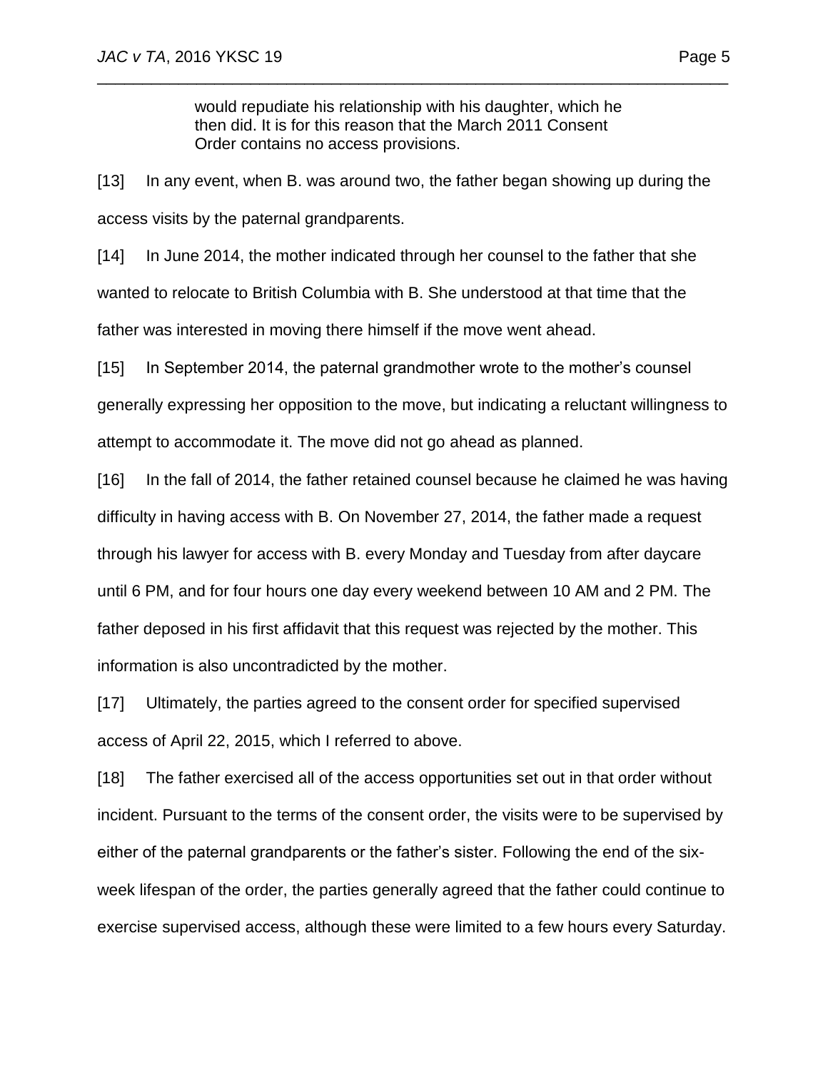> would repudiate his relationship with his daughter, which he then did. It is for this reason that the March 2011 Consent Order contains no access provisions.

[13] In any event, when B. was around two, the father began showing up during the access visits by the paternal grandparents.

[14] In June 2014, the mother indicated through her counsel to the father that she wanted to relocate to British Columbia with B. She understood at that time that the father was interested in moving there himself if the move went ahead.

[15] In September 2014, the paternal grandmother wrote to the mother's counsel generally expressing her opposition to the move, but indicating a reluctant willingness to attempt to accommodate it. The move did not go ahead as planned.

[16] In the fall of 2014, the father retained counsel because he claimed he was having difficulty in having access with B. On November 27, 2014, the father made a request through his lawyer for access with B. every Monday and Tuesday from after daycare until 6 PM, and for four hours one day every weekend between 10 AM and 2 PM. The father deposed in his first affidavit that this request was rejected by the mother. This information is also uncontradicted by the mother.

[17] Ultimately, the parties agreed to the consent order for specified supervised access of April 22, 2015, which I referred to above.

[18] The father exercised all of the access opportunities set out in that order without incident. Pursuant to the terms of the consent order, the visits were to be supervised by either of the paternal grandparents or the father's sister. Following the end of the six-week lifespan of the order, the parties generally agreed that the father could continue to exercise supervised access, although these were limited to a few hours every Saturday.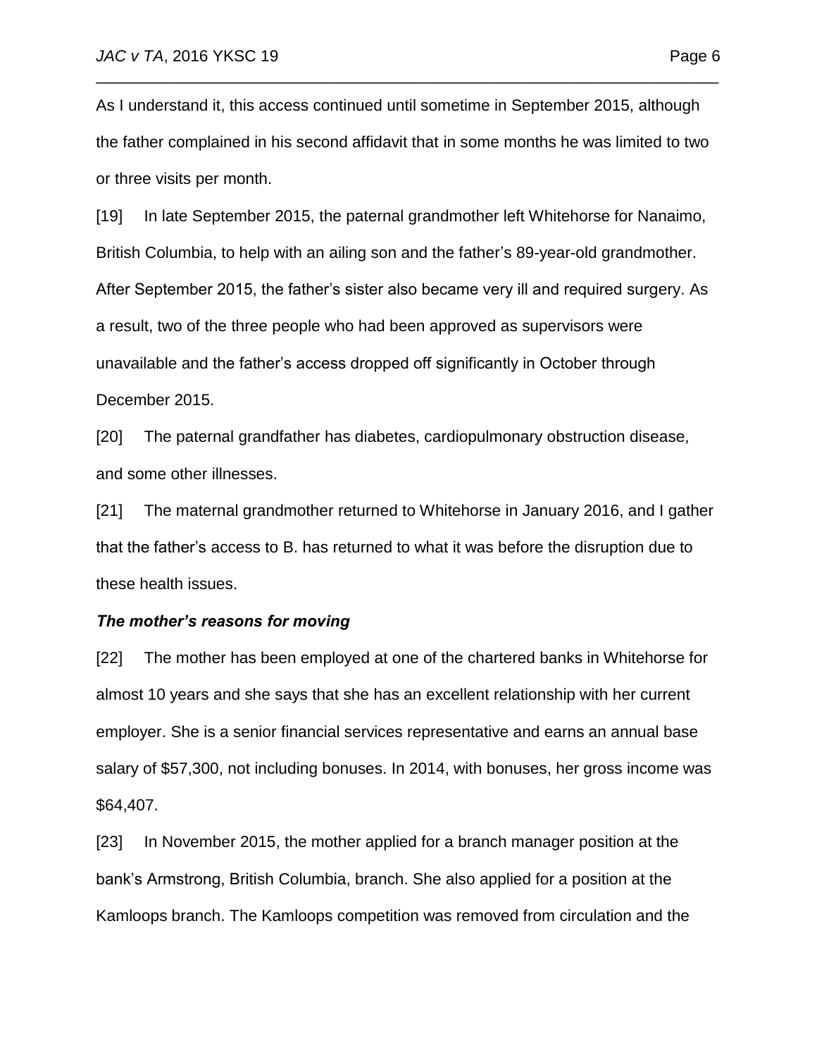As I understand it, this access continued until sometime in September 2015, although the father complained in his second affidavit that in some months he was limited to two or three visits per month.

[19] In late September 2015, the paternal grandmother left Whitehorse for Nanaimo, British Columbia, to help with an ailing son and the father's 89-year-old grandmother. After September 2015, the father's sister also became very ill and required surgery. As a result, two of the three people who had been approved as supervisors were unavailable and the father's access dropped off significantly in October through December 2015.

[20] The paternal grandfather has diabetes, cardiopulmonary obstruction disease, and some other illnesses.

[21] The maternal grandmother returned to Whitehorse in January 2016, and I gather that the father's access to B. has returned to what it was before the disruption due to these health issues.

***The mother's reasons for moving***

[22] The mother has been employed at one of the chartered banks in Whitehorse for almost 10 years and she says that she has an excellent relationship with her current employer. She is a senior financial services representative and earns an annual base salary of $57,300, not including bonuses. In 2014, with bonuses, her gross income was $64,407.

[23] In November 2015, the mother applied for a branch manager position at the bank's Armstrong, British Columbia, branch. She also applied for a position at the Kamloops branch. The Kamloops competition was removed from circulation and the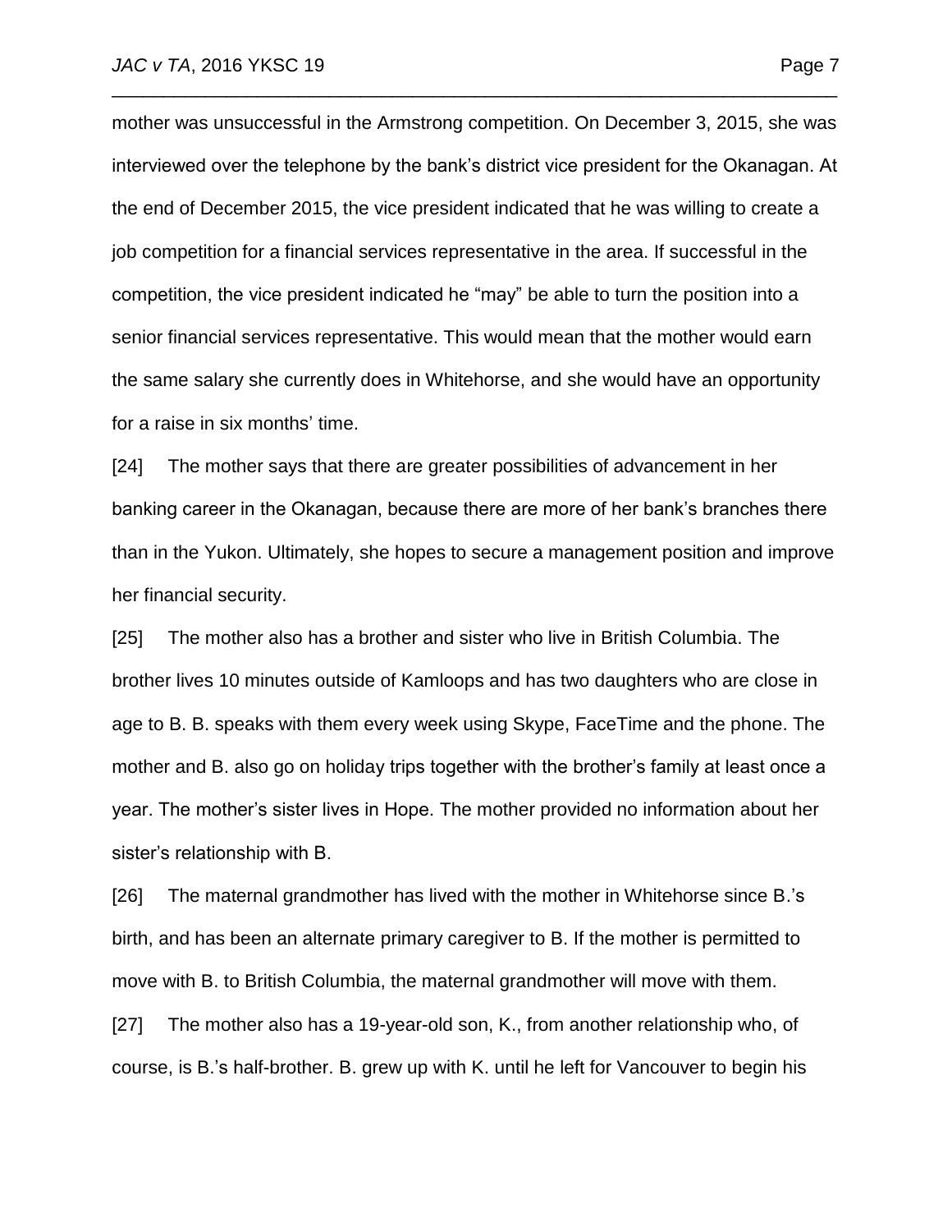mother was unsuccessful in the Armstrong competition. On December 3, 2015, she was interviewed over the telephone by the bank's district vice president for the Okanagan. At the end of December 2015, the vice president indicated that he was willing to create a job competition for a financial services representative in the area. If successful in the competition, the vice president indicated he "may" be able to turn the position into a senior financial services representative. This would mean that the mother would earn the same salary she currently does in Whitehorse, and she would have an opportunity for a raise in six months' time.

[24] The mother says that there are greater possibilities of advancement in her banking career in the Okanagan, because there are more of her bank's branches there than in the Yukon. Ultimately, she hopes to secure a management position and improve her financial security.

[25] The mother also has a brother and sister who live in British Columbia. The brother lives 10 minutes outside of Kamloops and has two daughters who are close in age to B. B. speaks with them every week using Skype, FaceTime and the phone. The mother and B. also go on holiday trips together with the brother's family at least once a year. The mother's sister lives in Hope. The mother provided no information about her sister's relationship with B.

[26] The maternal grandmother has lived with the mother in Whitehorse since B.'s birth, and has been an alternate primary caregiver to B. If the mother is permitted to move with B. to British Columbia, the maternal grandmother will move with them.

[27] The mother also has a 19-year-old son, K., from another relationship who, of course, is B.'s half-brother. B. grew up with K. until he left for Vancouver to begin his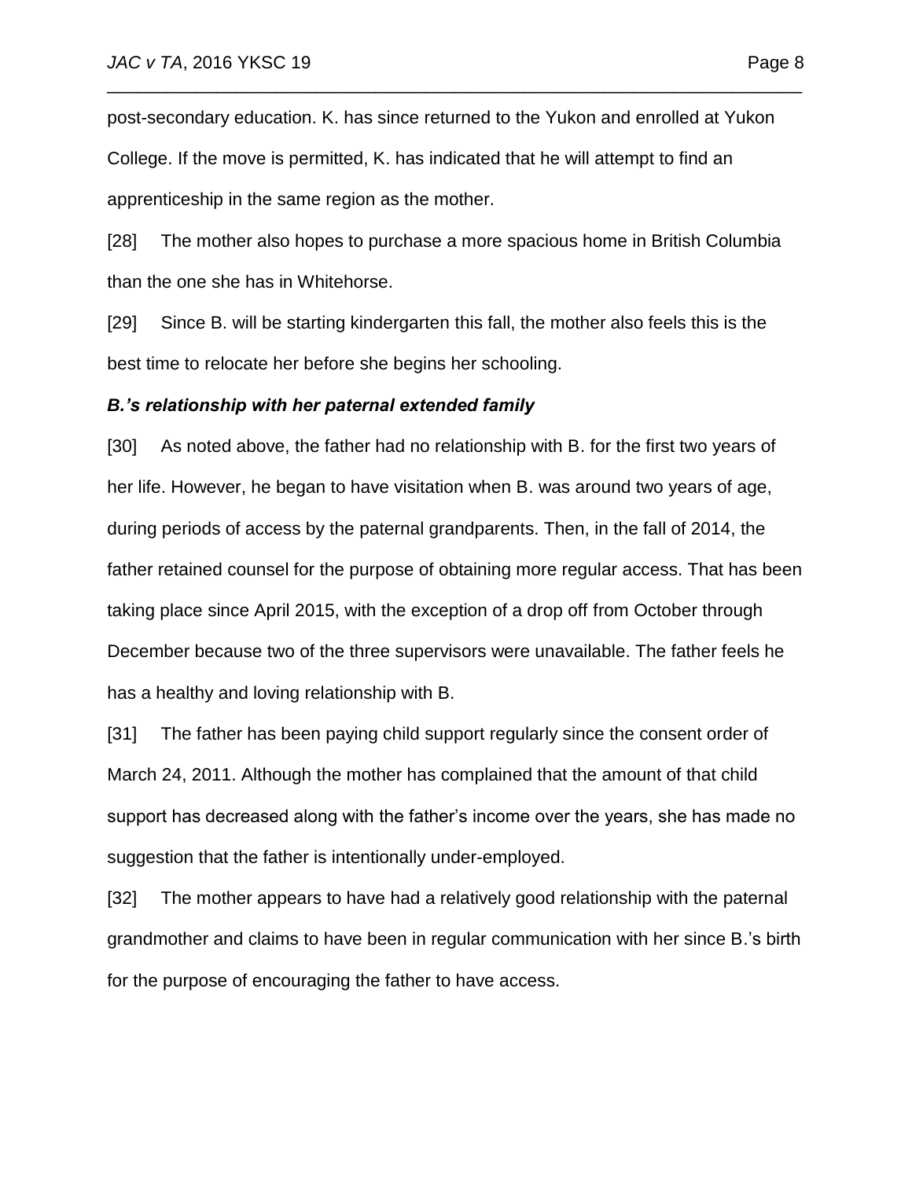post-secondary education. K. has since returned to the Yukon and enrolled at Yukon College. If the move is permitted, K. has indicated that he will attempt to find an apprenticeship in the same region as the mother.

[28] The mother also hopes to purchase a more spacious home in British Columbia than the one she has in Whitehorse.

[29] Since B. will be starting kindergarten this fall, the mother also feels this is the best time to relocate her before she begins her schooling.

### *B.'s relationship with her paternal extended family*

[30] As noted above, the father had no relationship with B. for the first two years of her life. However, he began to have visitation when B. was around two years of age, during periods of access by the paternal grandparents. Then, in the fall of 2014, the father retained counsel for the purpose of obtaining more regular access. That has been taking place since April 2015, with the exception of a drop off from October through December because two of the three supervisors were unavailable. The father feels he has a healthy and loving relationship with B.

[31] The father has been paying child support regularly since the consent order of March 24, 2011. Although the mother has complained that the amount of that child support has decreased along with the father's income over the years, she has made no suggestion that the father is intentionally under-employed.

[32] The mother appears to have had a relatively good relationship with the paternal grandmother and claims to have been in regular communication with her since B.'s birth for the purpose of encouraging the father to have access.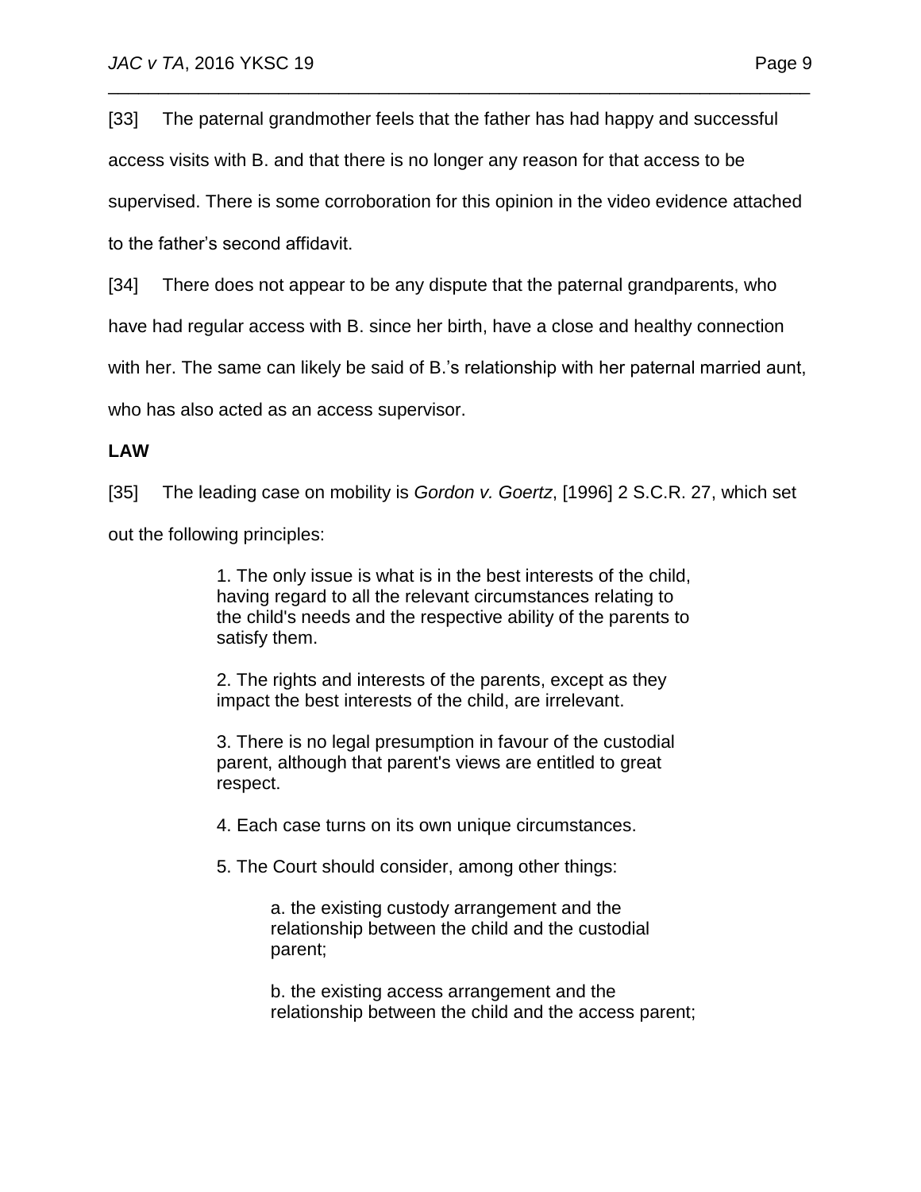[33] The paternal grandmother feels that the father has had happy and successful access visits with B. and that there is no longer any reason for that access to be supervised. There is some corroboration for this opinion in the video evidence attached to the father's second affidavit.

[34] There does not appear to be any dispute that the paternal grandparents, who have had regular access with B. since her birth, have a close and healthy connection with her. The same can likely be said of B.'s relationship with her paternal married aunt, who has also acted as an access supervisor.

**LAW**

[35] The leading case on mobility is *Gordon v. Goertz*, [1996] 2 S.C.R. 27, which set out the following principles:

> 1. The only issue is what is in the best interests of the child, having regard to all the relevant circumstances relating to the child's needs and the respective ability of the parents to satisfy them.
>
> 2. The rights and interests of the parents, except as they impact the best interests of the child, are irrelevant.
>
> 3. There is no legal presumption in favour of the custodial parent, although that parent's views are entitled to great respect.
>
> 4. Each case turns on its own unique circumstances.
>
> 5. The Court should consider, among other things:
>
>> a. the existing custody arrangement and the relationship between the child and the custodial parent;
>>
>> b. the existing access arrangement and the relationship between the child and the access parent;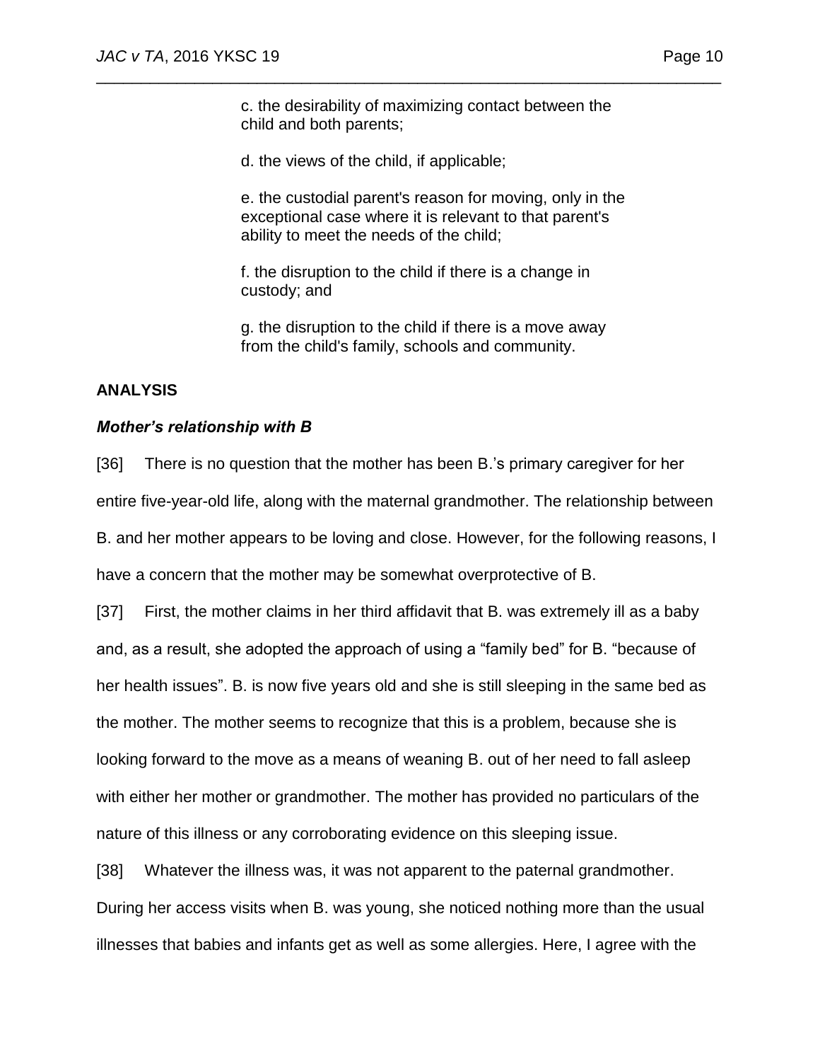c. the desirability of maximizing contact between the child and both parents;

d. the views of the child, if applicable;

e. the custodial parent's reason for moving, only in the exceptional case where it is relevant to that parent's ability to meet the needs of the child;

f. the disruption to the child if there is a change in custody; and

g. the disruption to the child if there is a move away from the child's family, schools and community.

**ANALYSIS**

***Mother's relationship with B***

[36] There is no question that the mother has been B.'s primary caregiver for her entire five-year-old life, along with the maternal grandmother. The relationship between B. and her mother appears to be loving and close. However, for the following reasons, I have a concern that the mother may be somewhat overprotective of B.

[37] First, the mother claims in her third affidavit that B. was extremely ill as a baby and, as a result, she adopted the approach of using a "family bed" for B. "because of her health issues". B. is now five years old and she is still sleeping in the same bed as the mother. The mother seems to recognize that this is a problem, because she is looking forward to the move as a means of weaning B. out of her need to fall asleep with either her mother or grandmother. The mother has provided no particulars of the nature of this illness or any corroborating evidence on this sleeping issue.

[38] Whatever the illness was, it was not apparent to the paternal grandmother. During her access visits when B. was young, she noticed nothing more than the usual illnesses that babies and infants get as well as some allergies. Here, I agree with the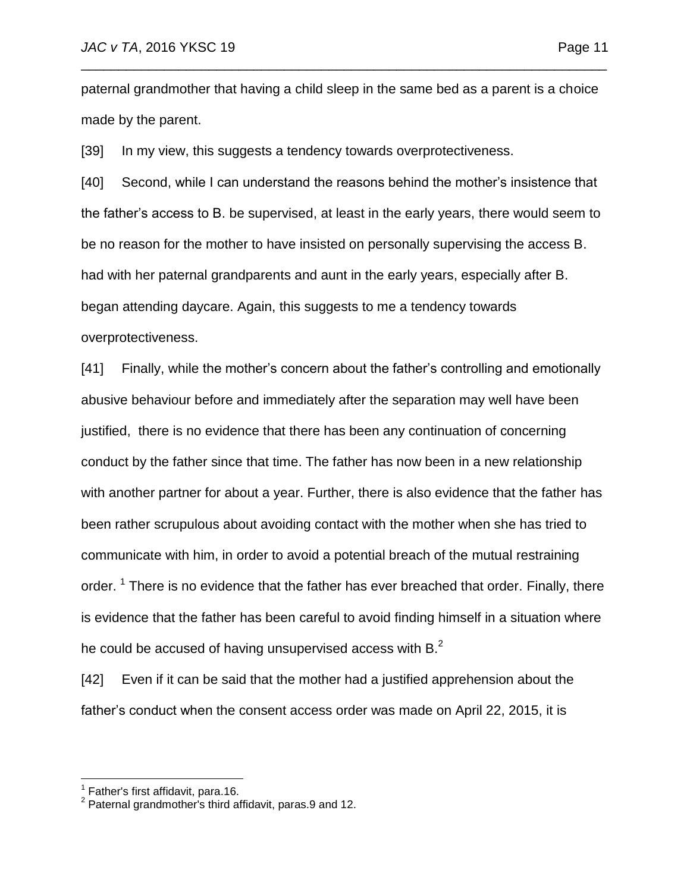paternal grandmother that having a child sleep in the same bed as a parent is a choice made by the parent.

[39] In my view, this suggests a tendency towards overprotectiveness.

[40] Second, while I can understand the reasons behind the mother's insistence that the father's access to B. be supervised, at least in the early years, there would seem to be no reason for the mother to have insisted on personally supervising the access B. had with her paternal grandparents and aunt in the early years, especially after B. began attending daycare. Again, this suggests to me a tendency towards overprotectiveness.

[41] Finally, while the mother's concern about the father's controlling and emotionally abusive behaviour before and immediately after the separation may well have been justified, there is no evidence that there has been any continuation of concerning conduct by the father since that time. The father has now been in a new relationship with another partner for about a year. Further, there is also evidence that the father has been rather scrupulous about avoiding contact with the mother when she has tried to communicate with him, in order to avoid a potential breach of the mutual restraining order. [1] There is no evidence that the father has ever breached that order. Finally, there is evidence that the father has been careful to avoid finding himself in a situation where he could be accused of having unsupervised access with B.[2]

[42] Even if it can be said that the mother had a justified apprehension about the father's conduct when the consent access order was made on April 22, 2015, it is

[1] Father's first affidavit, para.16.

[2] Paternal grandmother's third affidavit, paras.9 and 12.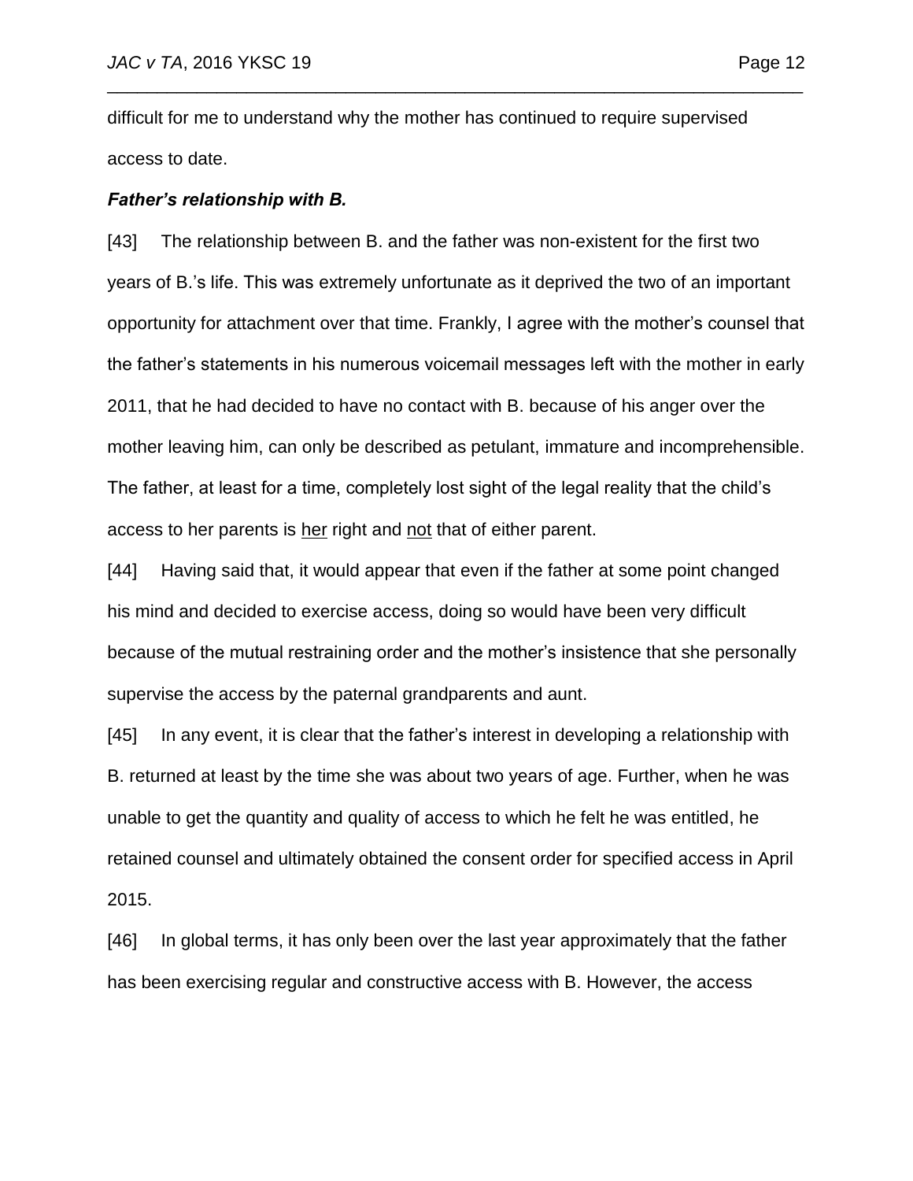difficult for me to understand why the mother has continued to require supervised access to date.

***Father's relationship with B.***

[43] The relationship between B. and the father was non-existent for the first two years of B.'s life. This was extremely unfortunate as it deprived the two of an important opportunity for attachment over that time. Frankly, I agree with the mother's counsel that the father's statements in his numerous voicemail messages left with the mother in early 2011, that he had decided to have no contact with B. because of his anger over the mother leaving him, can only be described as petulant, immature and incomprehensible. The father, at least for a time, completely lost sight of the legal reality that the child's access to her parents is <u>her</u> right and <u>not</u> that of either parent.

[44] Having said that, it would appear that even if the father at some point changed his mind and decided to exercise access, doing so would have been very difficult because of the mutual restraining order and the mother's insistence that she personally supervise the access by the paternal grandparents and aunt.

[45] In any event, it is clear that the father's interest in developing a relationship with B. returned at least by the time she was about two years of age. Further, when he was unable to get the quantity and quality of access to which he felt he was entitled, he retained counsel and ultimately obtained the consent order for specified access in April 2015.

[46] In global terms, it has only been over the last year approximately that the father has been exercising regular and constructive access with B. However, the access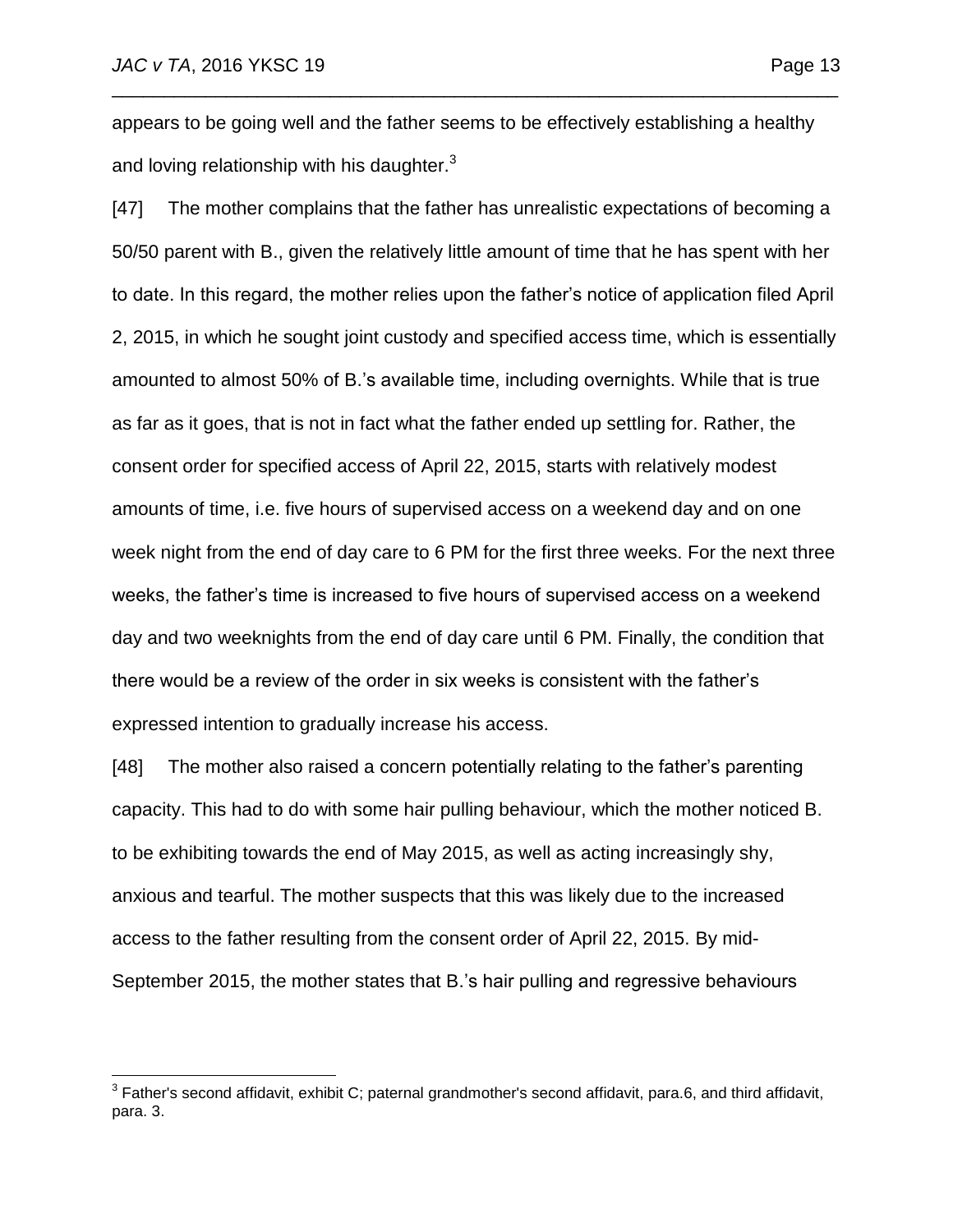appears to be going well and the father seems to be effectively establishing a healthy and loving relationship with his daughter.[3]

[47] The mother complains that the father has unrealistic expectations of becoming a 50/50 parent with B., given the relatively little amount of time that he has spent with her to date. In this regard, the mother relies upon the father's notice of application filed April 2, 2015, in which he sought joint custody and specified access time, which is essentially amounted to almost 50% of B.'s available time, including overnights. While that is true as far as it goes, that is not in fact what the father ended up settling for. Rather, the consent order for specified access of April 22, 2015, starts with relatively modest amounts of time, i.e. five hours of supervised access on a weekend day and on one week night from the end of day care to 6 PM for the first three weeks. For the next three weeks, the father's time is increased to five hours of supervised access on a weekend day and two weeknights from the end of day care until 6 PM. Finally, the condition that there would be a review of the order in six weeks is consistent with the father's expressed intention to gradually increase his access.

[48] The mother also raised a concern potentially relating to the father's parenting capacity. This had to do with some hair pulling behaviour, which the mother noticed B. to be exhibiting towards the end of May 2015, as well as acting increasingly shy, anxious and tearful. The mother suspects that this was likely due to the increased access to the father resulting from the consent order of April 22, 2015. By mid-September 2015, the mother states that B.'s hair pulling and regressive behaviours

---

[3] Father's second affidavit, exhibit C; paternal grandmother's second affidavit, para.6, and third affidavit, para. 3.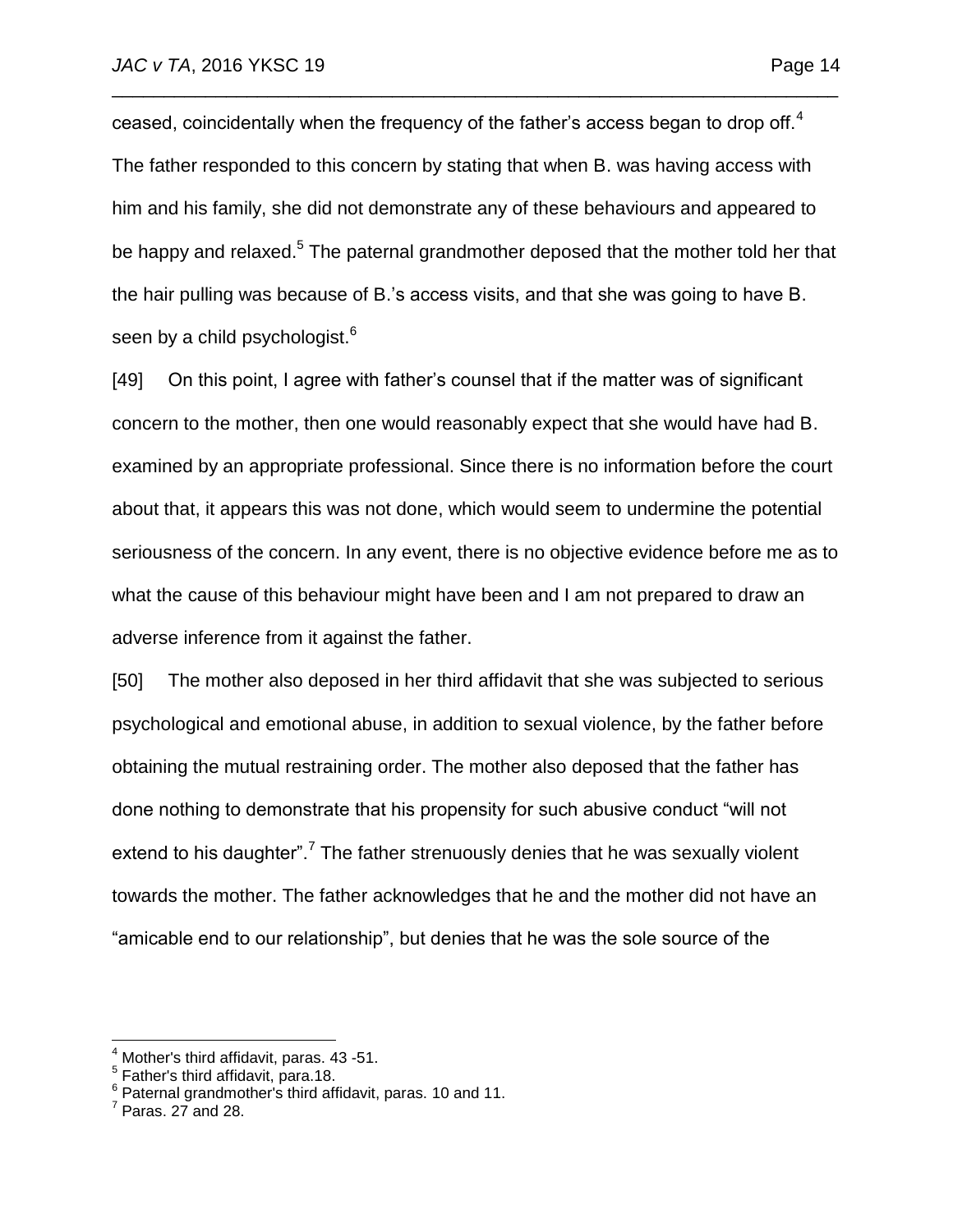ceased, coincidentally when the frequency of the father's access began to drop off.[4] The father responded to this concern by stating that when B. was having access with him and his family, she did not demonstrate any of these behaviours and appeared to be happy and relaxed.[5] The paternal grandmother deposed that the mother told her that the hair pulling was because of B.'s access visits, and that she was going to have B. seen by a child psychologist.[6]

[49] On this point, I agree with father's counsel that if the matter was of significant concern to the mother, then one would reasonably expect that she would have had B. examined by an appropriate professional. Since there is no information before the court about that, it appears this was not done, which would seem to undermine the potential seriousness of the concern. In any event, there is no objective evidence before me as to what the cause of this behaviour might have been and I am not prepared to draw an adverse inference from it against the father.

[50] The mother also deposed in her third affidavit that she was subjected to serious psychological and emotional abuse, in addition to sexual violence, by the father before obtaining the mutual restraining order. The mother also deposed that the father has done nothing to demonstrate that his propensity for such abusive conduct "will not extend to his daughter".[7] The father strenuously denies that he was sexually violent towards the mother. The father acknowledges that he and the mother did not have an "amicable end to our relationship", but denies that he was the sole source of the

---

[4] Mother's third affidavit, paras. 43 -51.

[5] Father's third affidavit, para.18.

[6] Paternal grandmother's third affidavit, paras. 10 and 11.

[7] Paras. 27 and 28.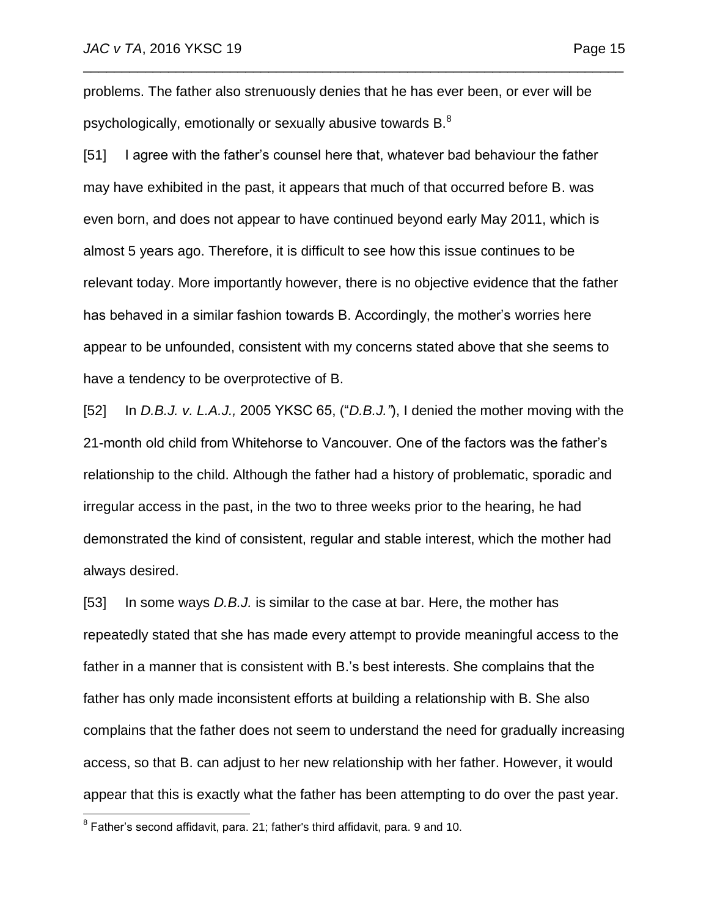problems. The father also strenuously denies that he has ever been, or ever will be psychologically, emotionally or sexually abusive towards B.[8]

[51] I agree with the father's counsel here that, whatever bad behaviour the father may have exhibited in the past, it appears that much of that occurred before B. was even born, and does not appear to have continued beyond early May 2011, which is almost 5 years ago. Therefore, it is difficult to see how this issue continues to be relevant today. More importantly however, there is no objective evidence that the father has behaved in a similar fashion towards B. Accordingly, the mother's worries here appear to be unfounded, consistent with my concerns stated above that she seems to have a tendency to be overprotective of B.

[52] In *D.B.J. v. L.A.J.,* 2005 YKSC 65, ("*D.B.J."*), I denied the mother moving with the 21-month old child from Whitehorse to Vancouver. One of the factors was the father's relationship to the child. Although the father had a history of problematic, sporadic and irregular access in the past, in the two to three weeks prior to the hearing, he had demonstrated the kind of consistent, regular and stable interest, which the mother had always desired.

[53] In some ways *D.B.J.* is similar to the case at bar. Here, the mother has repeatedly stated that she has made every attempt to provide meaningful access to the father in a manner that is consistent with B.'s best interests. She complains that the father has only made inconsistent efforts at building a relationship with B. She also complains that the father does not seem to understand the need for gradually increasing access, so that B. can adjust to her new relationship with her father. However, it would appear that this is exactly what the father has been attempting to do over the past year.

---

[8] Father's second affidavit, para. 21; father's third affidavit, para. 9 and 10.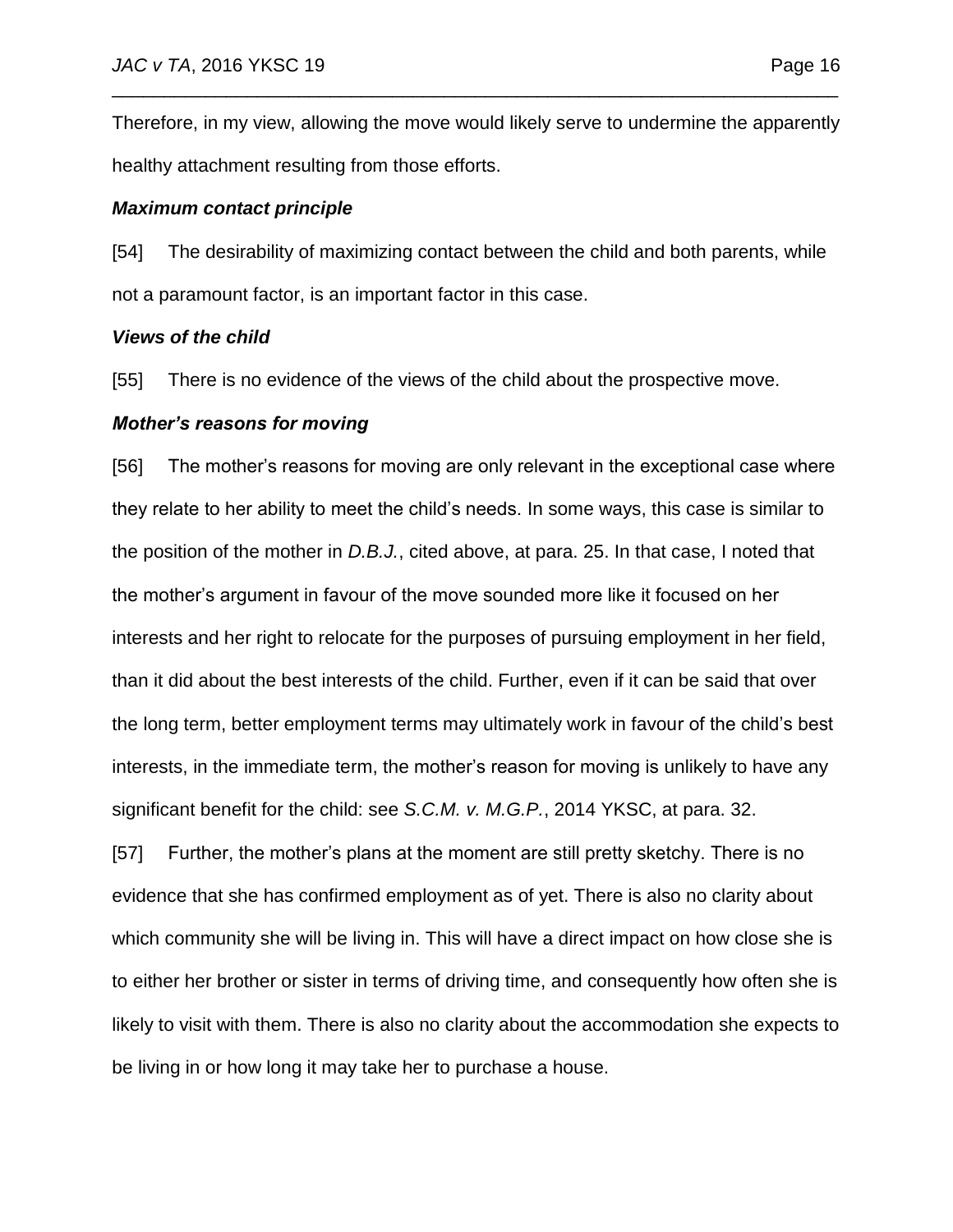Therefore, in my view, allowing the move would likely serve to undermine the apparently healthy attachment resulting from those efforts.

***Maximum contact principle***

[54] The desirability of maximizing contact between the child and both parents, while not a paramount factor, is an important factor in this case.

***Views of the child***

[55] There is no evidence of the views of the child about the prospective move.

***Mother's reasons for moving***

[56] The mother's reasons for moving are only relevant in the exceptional case where they relate to her ability to meet the child's needs. In some ways, this case is similar to the position of the mother in *D.B.J.*, cited above, at para. 25. In that case, I noted that the mother's argument in favour of the move sounded more like it focused on her interests and her right to relocate for the purposes of pursuing employment in her field, than it did about the best interests of the child. Further, even if it can be said that over the long term, better employment terms may ultimately work in favour of the child's best interests, in the immediate term, the mother's reason for moving is unlikely to have any significant benefit for the child: see *S.C.M. v. M.G.P.*, 2014 YKSC, at para. 32.

[57] Further, the mother's plans at the moment are still pretty sketchy. There is no evidence that she has confirmed employment as of yet. There is also no clarity about which community she will be living in. This will have a direct impact on how close she is to either her brother or sister in terms of driving time, and consequently how often she is likely to visit with them. There is also no clarity about the accommodation she expects to be living in or how long it may take her to purchase a house.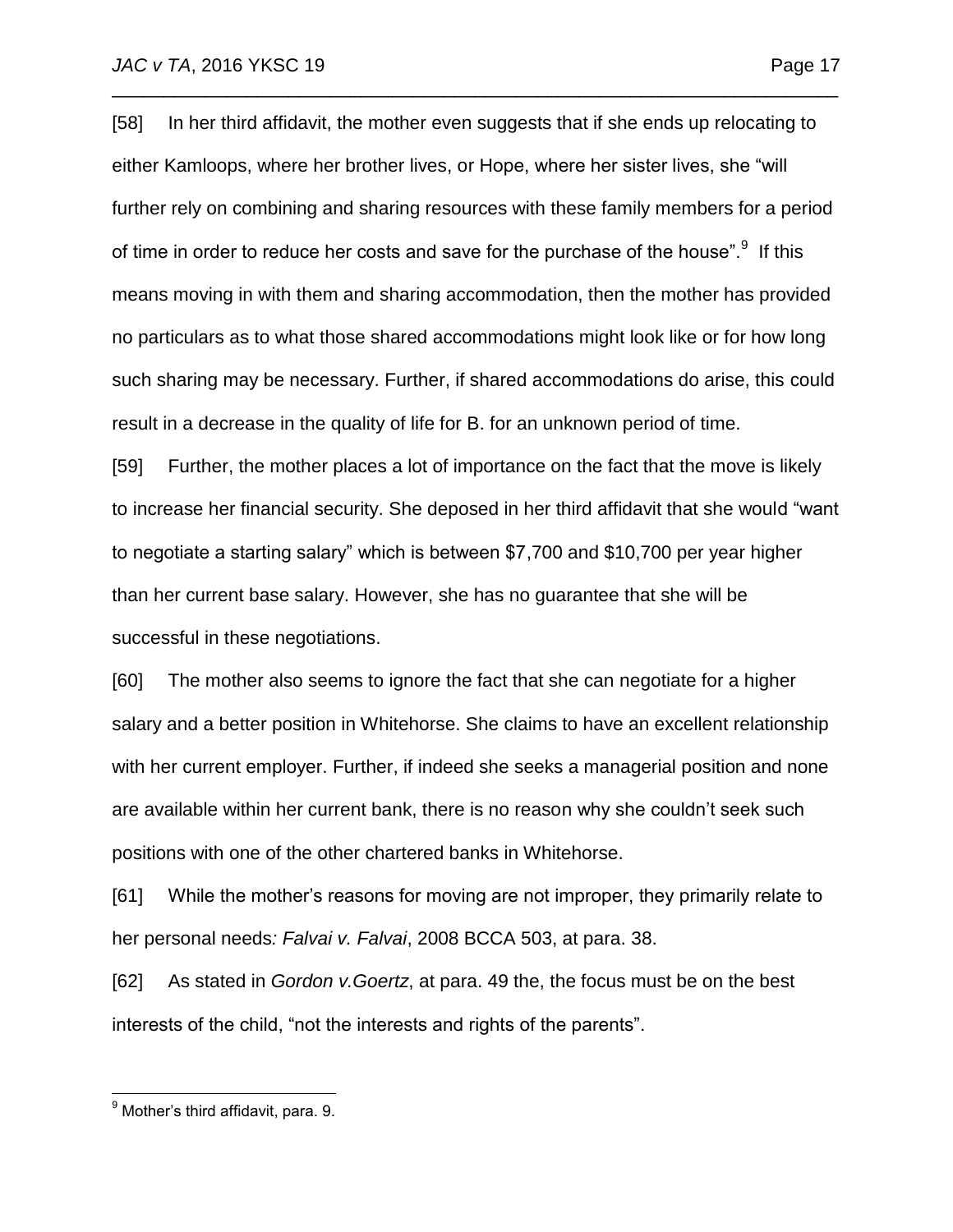[58] In her third affidavit, the mother even suggests that if she ends up relocating to either Kamloops, where her brother lives, or Hope, where her sister lives, she "will further rely on combining and sharing resources with these family members for a period of time in order to reduce her costs and save for the purchase of the house".[9] If this means moving in with them and sharing accommodation, then the mother has provided no particulars as to what those shared accommodations might look like or for how long such sharing may be necessary. Further, if shared accommodations do arise, this could result in a decrease in the quality of life for B. for an unknown period of time.

[59] Further, the mother places a lot of importance on the fact that the move is likely to increase her financial security. She deposed in her third affidavit that she would "want to negotiate a starting salary" which is between $7,700 and $10,700 per year higher than her current base salary. However, she has no guarantee that she will be successful in these negotiations.

[60] The mother also seems to ignore the fact that she can negotiate for a higher salary and a better position in Whitehorse. She claims to have an excellent relationship with her current employer. Further, if indeed she seeks a managerial position and none are available within her current bank, there is no reason why she couldn't seek such positions with one of the other chartered banks in Whitehorse.

[61] While the mother's reasons for moving are not improper, they primarily relate to her personal needs*: Falvai v. Falvai*, 2008 BCCA 503, at para. 38.

[62] As stated in *Gordon v.Goertz*, at para. 49 the, the focus must be on the best interests of the child, "not the interests and rights of the parents".

---

[9] Mother's third affidavit, para. 9.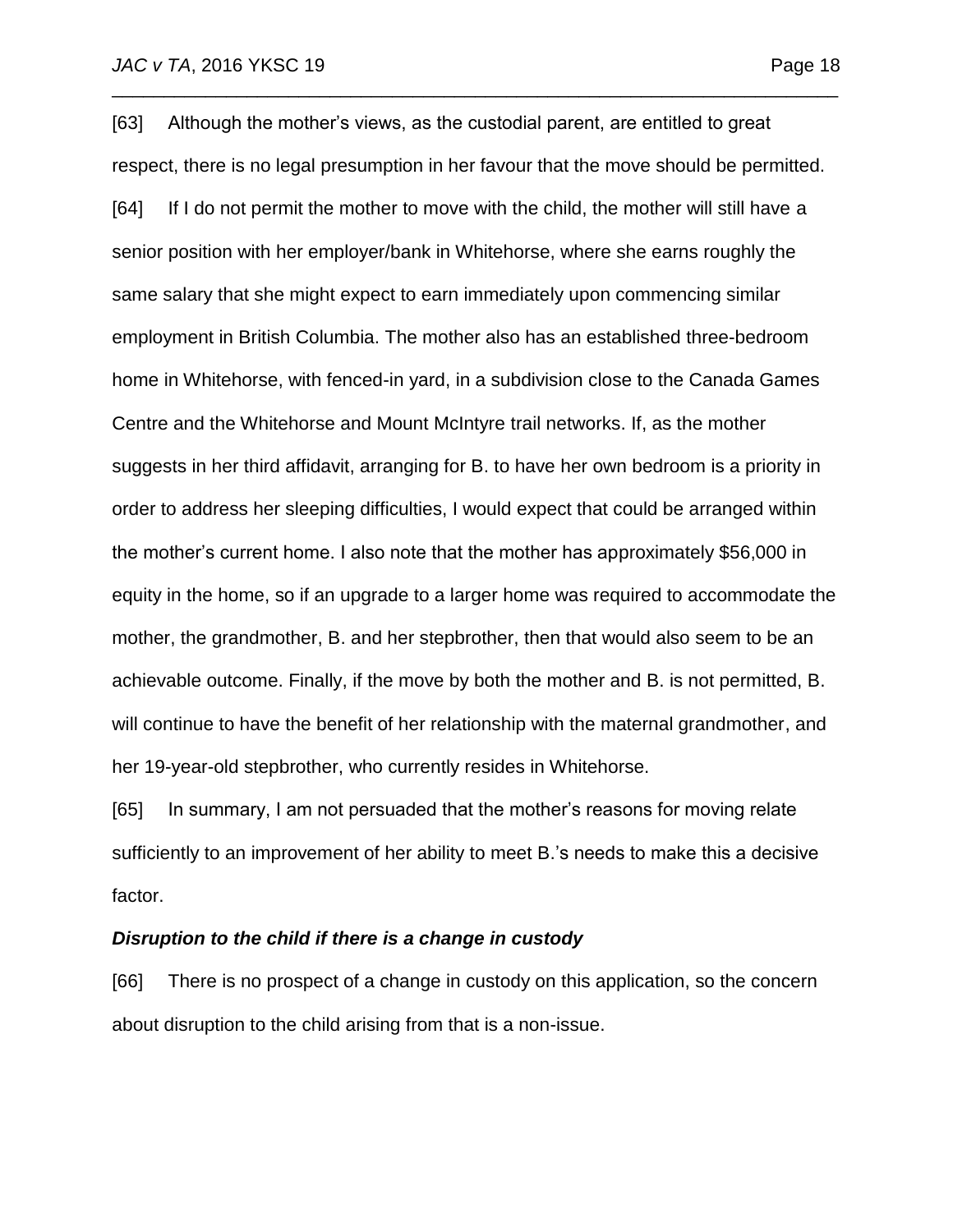[63] Although the mother's views, as the custodial parent, are entitled to great respect, there is no legal presumption in her favour that the move should be permitted.

[64] If I do not permit the mother to move with the child, the mother will still have a senior position with her employer/bank in Whitehorse, where she earns roughly the same salary that she might expect to earn immediately upon commencing similar employment in British Columbia. The mother also has an established three-bedroom home in Whitehorse, with fenced-in yard, in a subdivision close to the Canada Games Centre and the Whitehorse and Mount McIntyre trail networks. If, as the mother suggests in her third affidavit, arranging for B. to have her own bedroom is a priority in order to address her sleeping difficulties, I would expect that could be arranged within the mother's current home. I also note that the mother has approximately $56,000 in equity in the home, so if an upgrade to a larger home was required to accommodate the mother, the grandmother, B. and her stepbrother, then that would also seem to be an achievable outcome. Finally, if the move by both the mother and B. is not permitted, B. will continue to have the benefit of her relationship with the maternal grandmother, and her 19-year-old stepbrother, who currently resides in Whitehorse.

[65] In summary, I am not persuaded that the mother's reasons for moving relate sufficiently to an improvement of her ability to meet B.'s needs to make this a decisive factor.

### ***Disruption to the child if there is a change in custody***

[66] There is no prospect of a change in custody on this application, so the concern about disruption to the child arising from that is a non-issue.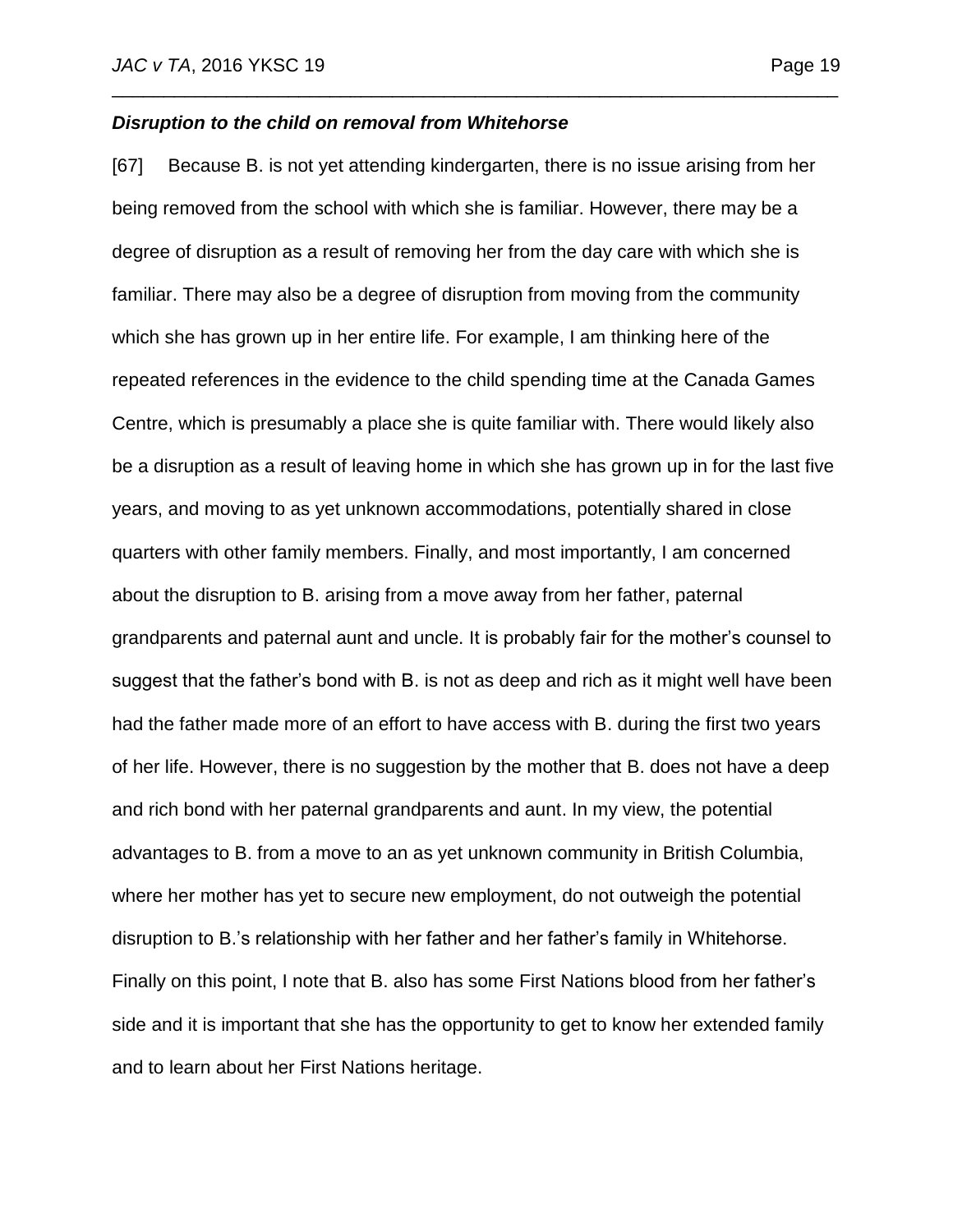***Disruption to the child on removal from Whitehorse***

[67] Because B. is not yet attending kindergarten, there is no issue arising from her being removed from the school with which she is familiar. However, there may be a degree of disruption as a result of removing her from the day care with which she is familiar. There may also be a degree of disruption from moving from the community which she has grown up in her entire life. For example, I am thinking here of the repeated references in the evidence to the child spending time at the Canada Games Centre, which is presumably a place she is quite familiar with. There would likely also be a disruption as a result of leaving home in which she has grown up in for the last five years, and moving to as yet unknown accommodations, potentially shared in close quarters with other family members. Finally, and most importantly, I am concerned about the disruption to B. arising from a move away from her father, paternal grandparents and paternal aunt and uncle. It is probably fair for the mother's counsel to suggest that the father's bond with B. is not as deep and rich as it might well have been had the father made more of an effort to have access with B. during the first two years of her life. However, there is no suggestion by the mother that B. does not have a deep and rich bond with her paternal grandparents and aunt. In my view, the potential advantages to B. from a move to an as yet unknown community in British Columbia, where her mother has yet to secure new employment, do not outweigh the potential disruption to B.'s relationship with her father and her father's family in Whitehorse. Finally on this point, I note that B. also has some First Nations blood from her father's side and it is important that she has the opportunity to get to know her extended family and to learn about her First Nations heritage.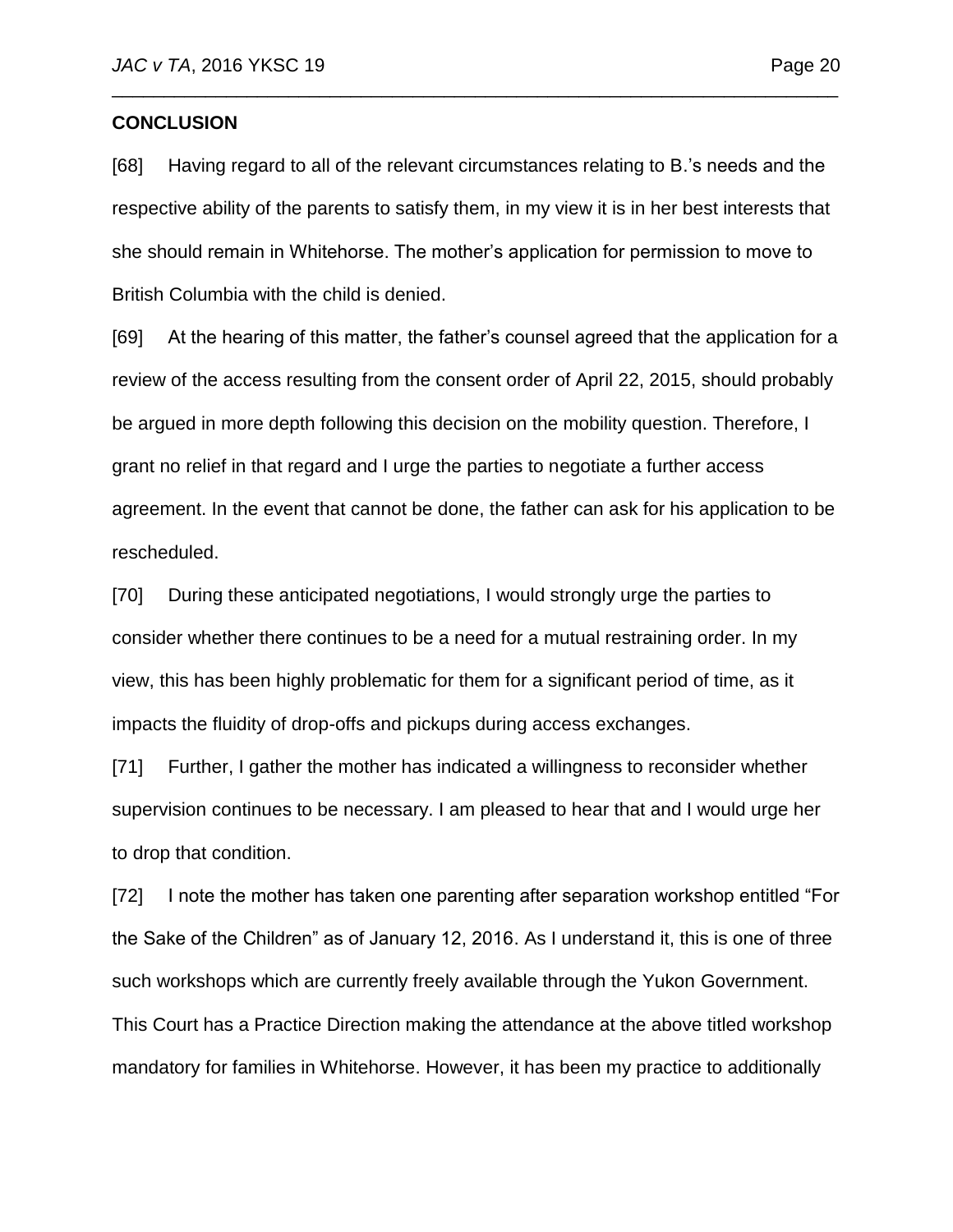## CONCLUSION

[68] Having regard to all of the relevant circumstances relating to B.'s needs and the respective ability of the parents to satisfy them, in my view it is in her best interests that she should remain in Whitehorse. The mother's application for permission to move to British Columbia with the child is denied.

[69] At the hearing of this matter, the father's counsel agreed that the application for a review of the access resulting from the consent order of April 22, 2015, should probably be argued in more depth following this decision on the mobility question. Therefore, I grant no relief in that regard and I urge the parties to negotiate a further access agreement. In the event that cannot be done, the father can ask for his application to be rescheduled.

[70] During these anticipated negotiations, I would strongly urge the parties to consider whether there continues to be a need for a mutual restraining order. In my view, this has been highly problematic for them for a significant period of time, as it impacts the fluidity of drop-offs and pickups during access exchanges.

[71] Further, I gather the mother has indicated a willingness to reconsider whether supervision continues to be necessary. I am pleased to hear that and I would urge her to drop that condition.

[72] I note the mother has taken one parenting after separation workshop entitled "For the Sake of the Children" as of January 12, 2016. As I understand it, this is one of three such workshops which are currently freely available through the Yukon Government. This Court has a Practice Direction making the attendance at the above titled workshop mandatory for families in Whitehorse. However, it has been my practice to additionally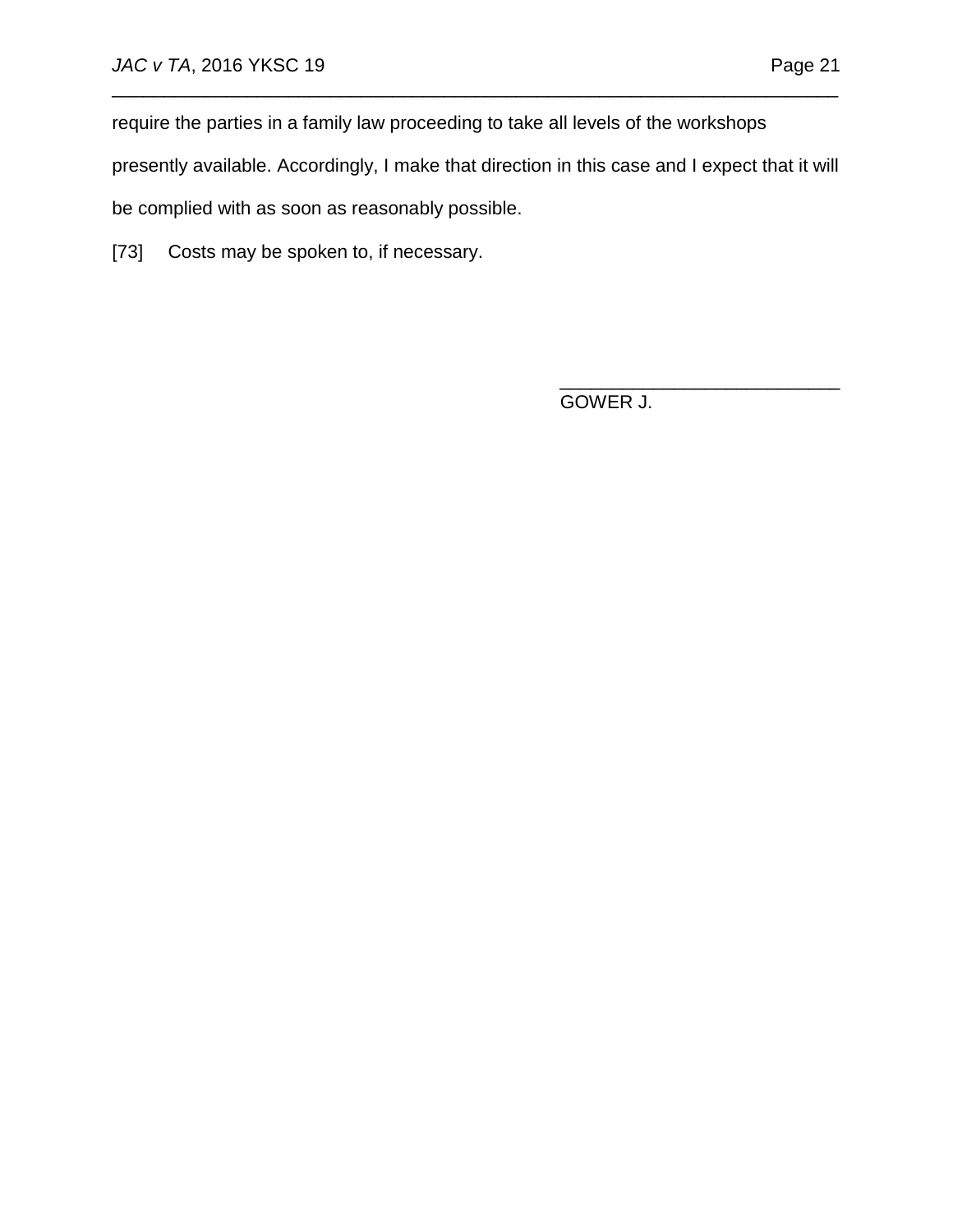require the parties in a family law proceeding to take all levels of the workshops presently available. Accordingly, I make that direction in this case and I expect that it will be complied with as soon as reasonably possible.

[73] Costs may be spoken to, if necessary.

___________________________
GOWER J.